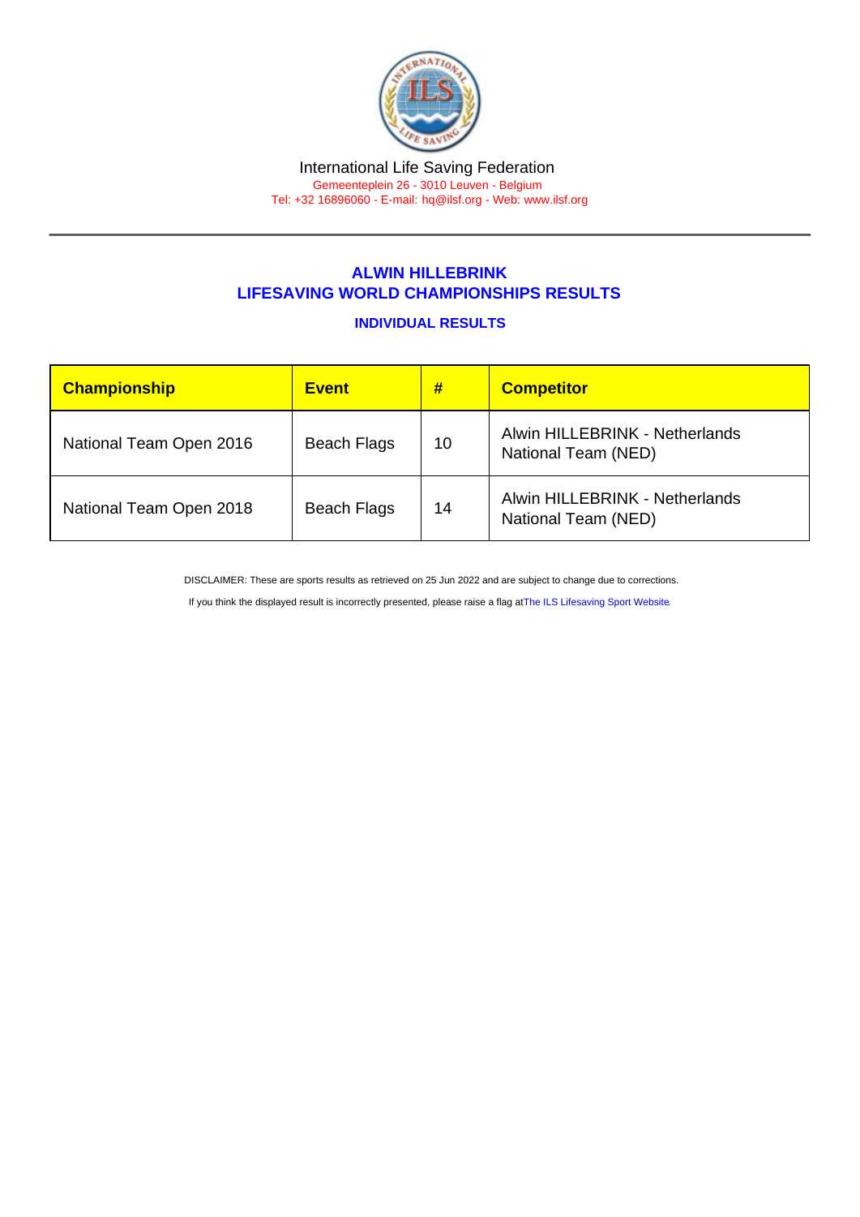International Life Saving Federation

Gemeenteplein 26 - 3010 Leuven - Belgium

Tel: +32 16896060 - E-mail: hq@ilsf.org - Web: www.ilsf.org

## ALWIN HILLEBRINK
## LIFESAVING WORLD CHAMPIONSHIPS RESULTS

### INDIVIDUAL RESULTS

| Championship | Event | # | Competitor |
|---|---|---|---|
| National Team Open 2016 | Beach Flags | 10 | Alwin HILLEBRINK - Netherlands National Team (NED) |
| National Team Open 2018 | Beach Flags | 14 | Alwin HILLEBRINK - Netherlands National Team (NED) |

DISCLAIMER: These are sports results as retrieved on 25 Jun 2022 and are subject to change due to corrections.

If you think the displayed result is incorrectly presented, please raise a flag at The ILS Lifesaving Sport Website.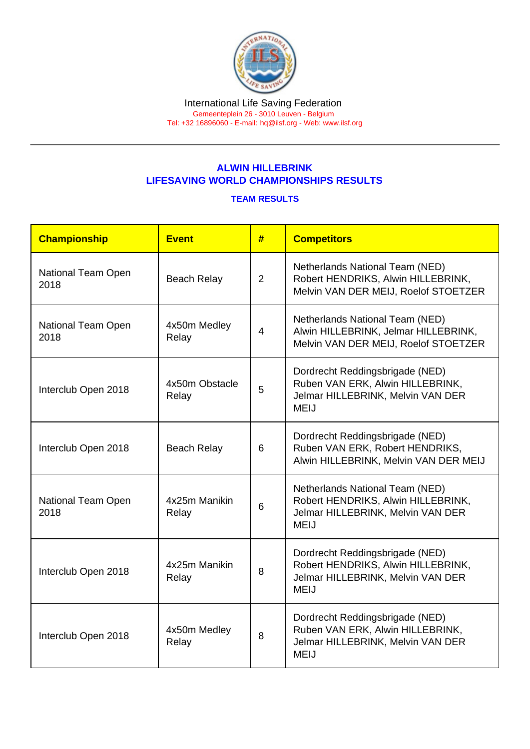International Life Saving Federation
Gemeenteplein 26 - 3010 Leuven - Belgium
Tel: +32 16896060 - E-mail: hq@ilsf.org - Web: www.ilsf.org

## ALWIN HILLEBRINK
## LIFESAVING WORLD CHAMPIONSHIPS RESULTS

### TEAM RESULTS

| Championship | Event | # | Competitors |
|---|---|---|---|
| National Team Open 2018 | Beach Relay | 2 | Netherlands National Team (NED) Robert HENDRIKS, Alwin HILLEBRINK, Melvin VAN DER MEIJ, Roelof STOETZER |
| National Team Open 2018 | 4x50m Medley Relay | 4 | Netherlands National Team (NED) Alwin HILLEBRINK, Jelmar HILLEBRINK, Melvin VAN DER MEIJ, Roelof STOETZER |
| Interclub Open 2018 | 4x50m Obstacle Relay | 5 | Dordrecht Reddingsbrigade (NED) Ruben VAN ERK, Alwin HILLEBRINK, Jelmar HILLEBRINK, Melvin VAN DER MEIJ |
| Interclub Open 2018 | Beach Relay | 6 | Dordrecht Reddingsbrigade (NED) Ruben VAN ERK, Robert HENDRIKS, Alwin HILLEBRINK, Melvin VAN DER MEIJ |
| National Team Open 2018 | 4x25m Manikin Relay | 6 | Netherlands National Team (NED) Robert HENDRIKS, Alwin HILLEBRINK, Jelmar HILLEBRINK, Melvin VAN DER MEIJ |
| Interclub Open 2018 | 4x25m Manikin Relay | 8 | Dordrecht Reddingsbrigade (NED) Robert HENDRIKS, Alwin HILLEBRINK, Jelmar HILLEBRINK, Melvin VAN DER MEIJ |
| Interclub Open 2018 | 4x50m Medley Relay | 8 | Dordrecht Reddingsbrigade (NED) Ruben VAN ERK, Alwin HILLEBRINK, Jelmar HILLEBRINK, Melvin VAN DER MEIJ |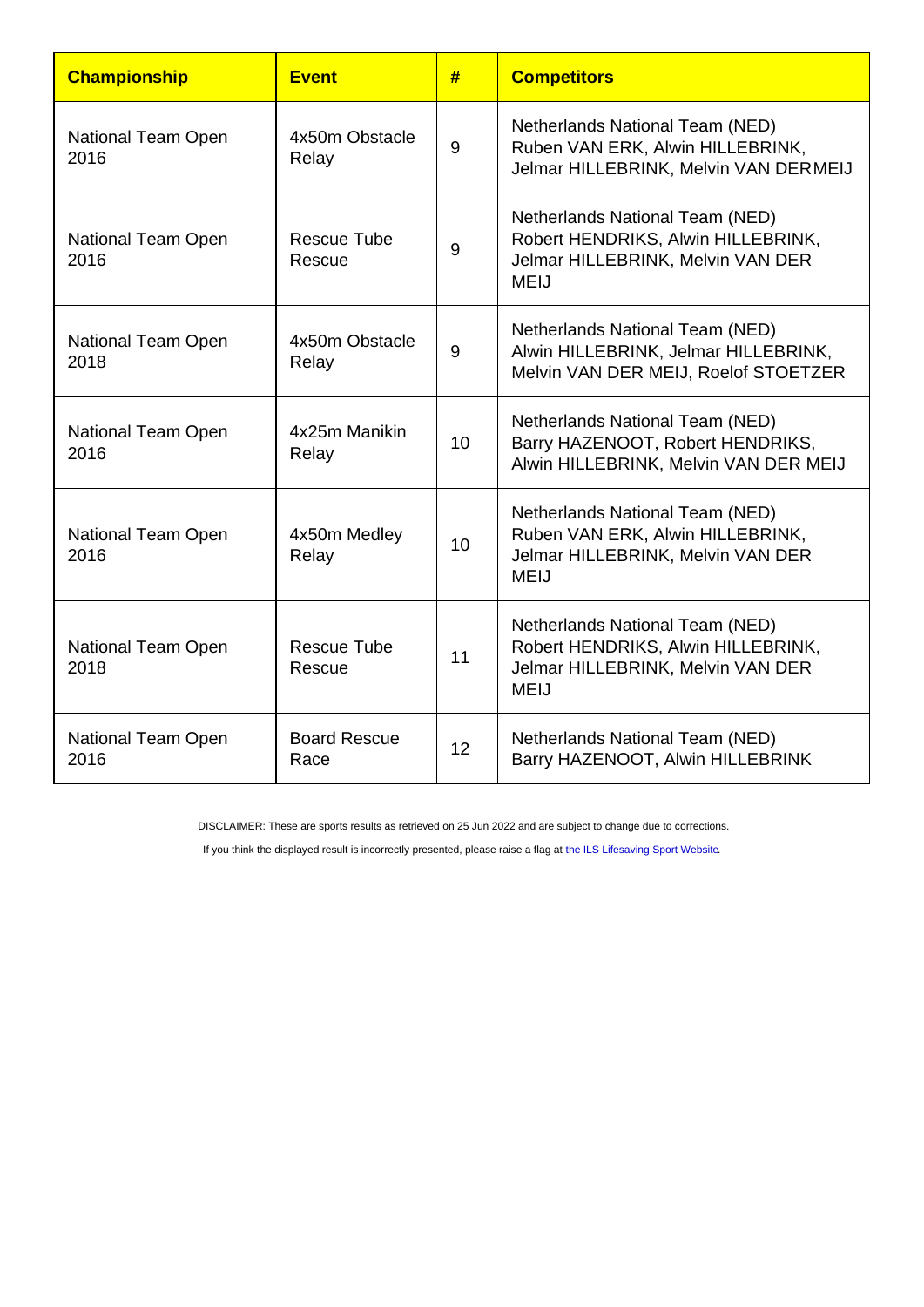| Championship | Event | # | Competitors |
|---|---|---|---|
| National Team Open 2016 | 4x50m Obstacle Relay | 9 | Netherlands National Team (NED) Ruben VAN ERK, Alwin HILLEBRINK, Jelmar HILLEBRINK, Melvin VAN DER MEIJ |
| National Team Open 2016 | Rescue Tube Rescue | 9 | Netherlands National Team (NED) Robert HENDRIKS, Alwin HILLEBRINK, Jelmar HILLEBRINK, Melvin VAN DER MEIJ |
| National Team Open 2018 | 4x50m Obstacle Relay | 9 | Netherlands National Team (NED) Alwin HILLEBRINK, Jelmar HILLEBRINK, Melvin VAN DER MEIJ, Roelof STOETZER |
| National Team Open 2016 | 4x25m Manikin Relay | 10 | Netherlands National Team (NED) Barry HAZENOOT, Robert HENDRIKS, Alwin HILLEBRINK, Melvin VAN DER MEIJ |
| National Team Open 2016 | 4x50m Medley Relay | 10 | Netherlands National Team (NED) Ruben VAN ERK, Alwin HILLEBRINK, Jelmar HILLEBRINK, Melvin VAN DER MEIJ |
| National Team Open 2018 | Rescue Tube Rescue | 11 | Netherlands National Team (NED) Robert HENDRIKS, Alwin HILLEBRINK, Jelmar HILLEBRINK, Melvin VAN DER MEIJ |
| National Team Open 2016 | Board Rescue Race | 12 | Netherlands National Team (NED) Barry HAZENOOT, Alwin HILLEBRINK |

DISCLAIMER: These are sports results as retrieved on 25 Jun 2022 and are subject to change due to corrections.

If you think the displayed result is incorrectly presented, please raise a flag at the ILS Lifesaving Sport Website.